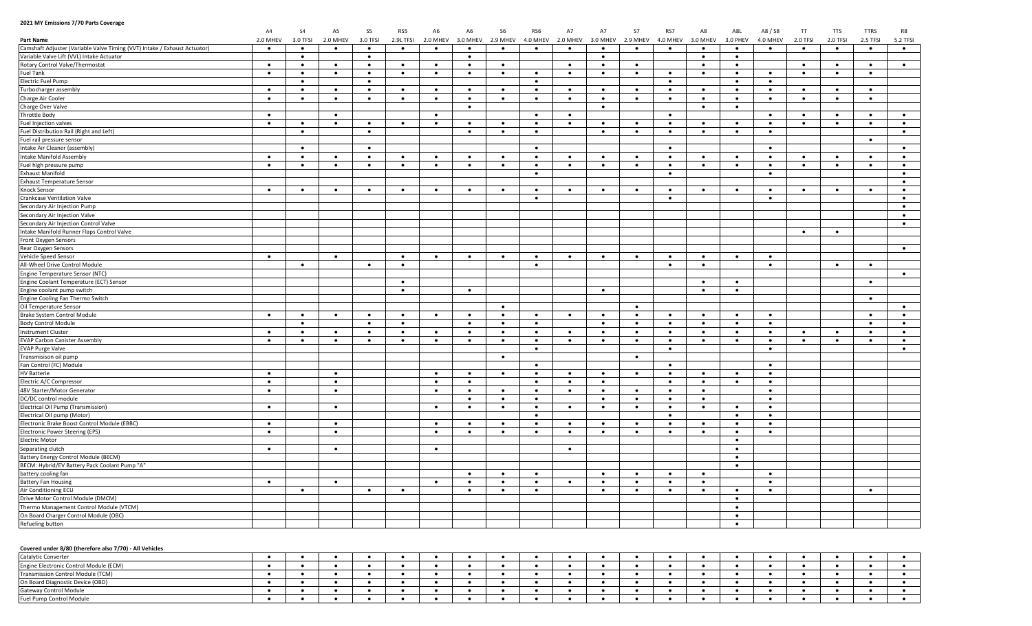**2021 MY Emissions 7/70 Parts Coverage**

| Part Name | A4 2.0 MHEV | S4 3.0 TFSI | A5 2.0 MHEV | S5 3.0 TFSI | RS5 2.9L TFSI | A6 2.0 MHEV | A6 3.0 MHEV | S6 2.9 MHEV | RS6 4.0 MHEV | A7 2.0 MHEV | A7 3.0 MHEV | S7 2.9 MHEV | RS7 4.0 MHEV | A8 3.0 MHEV | A8L 3.0 PHEV | A8 / S8 4.0 MHEV | TT 2.0 TFSI | TTS 2.0 TFSI | TTRS 2.5 TFSI | R8 5.2 TFSI |
|---|---|---|---|---|---|---|---|---|---|---|---|---|---|---|---|---|---|---|---|---|
| Camshaft Adjuster (Variable Valve Timing (VVT) Intake / Exhaust Actuator) | • | • | • | • | • | • | • | • | • | • | • | • | • | • | • | • | • | • | • | • |
| Variable Valve Lift (VVL) Intake Actuator | | • | | • | | | • | | | | • | | | • | • | | | | | |
| Rotary Control Valve/Thermostat | • | • | • | • | • | • | • | • | | • | • | • | | • | • | | • | • | • | • |
| Fuel Tank | • | • | • | • | • | • | • | • | • | • | • | • | • | • | • | • | • | • | • | |
| Electric Fuel Pump | | • | | • | | | | | • | | | | • | | • | • | | | | |
| Turbocharger assembly | • | • | • | • | • | • | • | • | • | • | • | • | • | • | • | • | • | • | • | |
| Charge Air Cooler | • | • | • | • | • | • | • | • | • | • | • | • | • | • | • | • | • | • | • | |
| Charge Over Valve | | | | | | | • | | | | • | | | • | • | | | | | |
| Throttle Body | • | | • | | | • | | | • | • | | | • | | | • | • | • | • | • |
| Fuel Injection valves | • | • | • | • | • | • | • | • | • | • | • | • | • | • | • | • | • | • | • | • |
| Fuel Distribution Rail (Right and Left) | | • | | • | | | • | • | • | | • | • | • | • | • | • | | | | • |
| Fuel rail pressure sensor | | | | | | | | | | | | | | | | | | | • | |
| Intake Air Cleaner (assembly) | | • | | • | | | | | • | | | | • | | | • | | | | • |
| Intake Manifold Assembly | • | • | • | • | • | • | • | • | • | • | • | • | • | • | • | • | • | • | • | • |
| Fuel high pressure pump | • | • | • | • | • | • | • | • | • | • | • | • | • | • | • | • | • | • | • | • |
| Exhaust Manifold | | | | | | | | | • | | | | • | | | • | | | | • |
| Exhaust Temperature Sensor | | | | | | | | | | | | | | | | | | | | • |
| Knock Sensor | • | • | • | • | • | • | • | • | • | • | • | • | • | • | • | • | • | • | • | • |
| Crankcase Ventilation Valve | | | | | | | | | • | | | | • | | | • | | | | • |
| Secondary Air Injection Pump | | | | | | | | | | | | | | | | | | | | • |
| Secondary Air Injection Valve | | | | | | | | | | | | | | | | | | | | • |
| Secondary Air Injection Control Valve | | | | | | | | | | | | | | | | | | | | • |
| Intake Manifold Runner Flaps Control Valve | | | | | | | | | | | | | | | | | • | • | | |
| Front Oxygen Sensors | | | | | | | | | | | | | | | | | | | | |
| Rear Oxygen Sensors | | | | | | | | | | | | | | | | | | | | • |
| Vehicle Speed Sensor | • | | • | | • | • | • | • | • | • | • | • | • | • | • | • | | | | |
| All-Wheel Drive Control Module | | • | | • | • | | | | • | | | | • | • | | • | | • | • | |
| Engine Temperature Sensor (NTC) | | | | | | | | | | | | | | | | | | | | • |
| Engine Coolant Temperature (ECT) Sensor | | | | | • | | | | | | | | | • | • | | | | • | |
| Engine coolant pump switch | | | | | • | | • | | | | • | | | • | • | | | | | |
| Engine Cooling Fan Thermo Switch | | | | | | | | | | | | | | | | | | | • | |
| Oil Temperature Sensor | | | | | | | | • | | | | • | | | | | | | | • |
| Brake System Control Module | • | • | • | • | • | • | • | • | • | • | • | • | • | • | • | • | | | • | • |
| Body Control Module | | • | | • | • | | • | • | • | | • | • | • | • | • | • | | | • | • |
| Instrument Cluster | • | • | • | • | • | • | • | • | • | • | • | • | • | • | • | • | • | • | • | • |
| EVAP Carbon Canister Assembly | • | • | • | • | • | • | • | • | • | • | • | • | • | • | • | • | • | • | • | • |
| EVAP Purge Valve | | | | | | | | | • | | | | • | | | • | | | | • |
| Transmisison oil pump | | | | | | | | • | | | | • | | | | | | | | |
| Fan Control (FC) Module | | | | | | | | | • | | | | • | | | • | | | | |
| HV Batterie | • | | • | | | • | • | • | • | • | • | • | • | • | • | • | | | | |
| Electric A/C Compressor | • | | • | | | • | • | | • | • | • | | • | • | • | • | | | | |
| 48V Starter/Motor Generator | • | | • | | | • | • | • | • | • | • | • | • | • | | • | | | | |
| DC/DC control module | | | | | | | • | • | • | | • | • | • | • | | • | | | | |
| Electrical Oil Pump (Transmission) | • | | • | | | • | • | • | • | • | • | • | • | • | • | • | | | | |
| Electrical Oil pump (Motor) | | | | | | | | | • | | | | • | | • | • | | | | |
| Electronic Brake Boost Control Module (EBBC) | • | | • | | | • | • | • | • | • | • | • | • | • | • | • | | | | |
| Electronic Power Steering (EPS) | • | | • | | | • | • | • | • | • | • | • | • | • | • | • | | | | |
| Electric Motor | | | | | | | | | | | | | | | • | | | | | |
| Separating clutch | • | | • | | | • | | | | • | | | | | • | | | | | |
| Battery Energy Control Module (BECM) | | | | | | | | | | | | | | | • | | | | | |
| BECM: Hybrid/EV Battery Pack Coolant Pump "A" | | | | | | | | | | | | | | | • | | | | | |
| battery cooling fan | | | | | | | • | • | • | | • | • | • | • | | • | | | | |
| Battery Fan Housing | • | | • | | | • | • | • | • | • | • | • | • | • | | • | | | | |
| Air Conditioning ECU | | • | | • | • | | • | • | • | | • | • | • | • | • | • | | | • | |
| Drive Motor Control Module (DMCM) | | | | | | | | | | | | | | | • | | | | | |
| Thermo Management Control Module (VTCM) | | | | | | | | | | | | | | | • | | | | | |
| On Board Charger Control Module (OBC) | | | | | | | | | | | | | | | • | | | | | |
| Refueling button | | | | | | | | | | | | | | | • | | | | | |

**Covered under 8/80 (therefore also 7/70) - All Vehicles**

| Part Name | A4 2.0 MHEV | S4 3.0 TFSI | A5 2.0 MHEV | S5 3.0 TFSI | RS5 2.9L TFSI | A6 2.0 MHEV | A6 3.0 MHEV | S6 2.9 MHEV | RS6 4.0 MHEV | A7 2.0 MHEV | A7 3.0 MHEV | S7 2.9 MHEV | RS7 4.0 MHEV | A8 3.0 MHEV | A8L 3.0 PHEV | A8 / S8 4.0 MHEV | TT 2.0 TFSI | TTS 2.0 TFSI | TTRS 2.5 TFSI | R8 5.2 TFSI |
|---|---|---|---|---|---|---|---|---|---|---|---|---|---|---|---|---|---|---|---|---|
| Catalytic Converter | • | • | • | • | • | • | • | • | • | • | • | • | • | • | • | • | • | • | • | • |
| Engine Electronic Control Module (ECM) | • | • | • | • | • | • | • | • | • | • | • | • | • | • | • | • | • | • | • | • |
| Transmission Control Module (TCM) | • | • | • | • | • | • | • | • | • | • | • | • | • | • | • | • | • | • | • | • |
| On Board Diagnostic Device (OBD) | • | • | • | • | • | • | • | • | • | • | • | • | • | • | • | • | • | • | • | • |
| Gateway Control Module | • | • | • | • | • | • | • | • | • | • | • | • | • | • | • | • | • | • | • | • |
| Fuel Pump Control Module | • | • | • | • | • | • | • | • | • | • | • | • | • | • | • | • | • | • | • | • |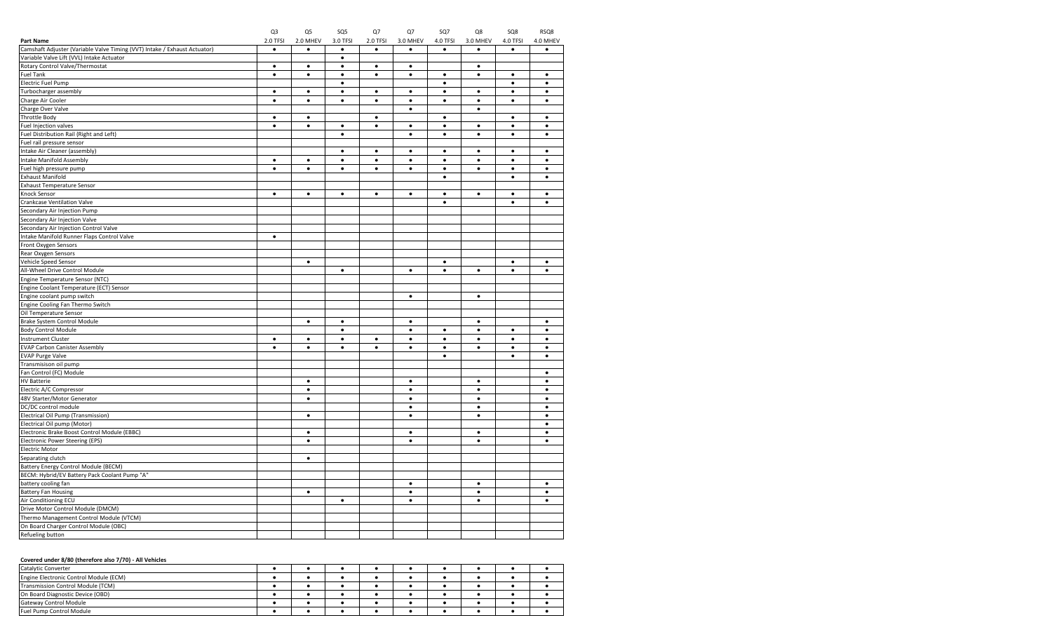| Part Name | Q3 2.0 TFSI | Q5 2.0 MHEV | SQ5 3.0 TFSI | Q7 2.0 TFSI | Q7 3.0 MHEV | SQ7 4.0 TFSI | Q8 3.0 MHEV | SQ8 4.0 TFSI | RSQ8 4.0 MHEV |
|---|---|---|---|---|---|---|---|---|---|
| Camshaft Adjuster (Variable Valve Timing (VVT) Intake / Exhaust Actuator) | • | • | • | • | • | • | • | • | • |
| Variable Valve Lift (VVL) Intake Actuator | | | • | | | | | | |
| Rotary Control Valve/Thermostat | • | • | • | • | • | | • | | |
| Fuel Tank | • | • | • | • | • | • | • | • | • |
| Electric Fuel Pump | | | • | | | • | | • | • |
| Turbocharger assembly | • | • | • | • | • | • | • | • | • |
| Charge Air Cooler | • | • | • | • | • | • | • | • | • |
| Charge Over Valve | | | | | • | | • | | |
| Throttle Body | • | • | | • | | • | | • | • |
| Fuel Injection valves | • | • | • | • | • | • | • | • | • |
| Fuel Distribution Rail (Right and Left) | | | • | | • | • | • | • | • |
| Fuel rail pressure sensor | | | | | | | | | |
| Intake Air Cleaner (assembly) | | | • | • | • | • | • | • | • |
| Intake Manifold Assembly | • | • | • | • | • | • | • | • | • |
| Fuel high pressure pump | • | • | • | • | • | • | • | • | • |
| Exhaust Manifold | | | | | | • | | • | • |
| Exhaust Temperature Sensor | | | | | | | | | |
| Knock Sensor | • | • | • | • | • | • | • | • | • |
| Crankcase Ventilation Valve | | | | | | • | | • | • |
| Secondary Air Injection Pump | | | | | | | | | |
| Secondary Air Injection Valve | | | | | | | | | |
| Secondary Air Injection Control Valve | | | | | | | | | |
| Intake Manifold Runner Flaps Control Valve | • | | | | | | | | |
| Front Oxygen Sensors | | | | | | | | | |
| Rear Oxygen Sensors | | | | | | | | | |
| Vehicle Speed Sensor | | • | | | | • | | • | • |
| All-Wheel Drive Control Module | | | • | | • | • | • | • | • |
| Engine Temperature Sensor (NTC) | | | | | | | | | |
| Engine Coolant Temperature (ECT) Sensor | | | | | | | | | |
| Engine coolant pump switch | | | | | • | | • | | |
| Engine Cooling Fan Thermo Switch | | | | | | | | | |
| Oil Temperature Sensor | | | | | | | | | |
| Brake System Control Module | | • | • | | • | | • | | • |
| Body Control Module | | | • | | • | • | • | • | • |
| Instrument Cluster | • | • | • | • | • | • | • | • | • |
| EVAP Carbon Canister Assembly | • | • | • | • | • | • | • | • | • |
| EVAP Purge Valve | | | | | | • | | • | • |
| Transmisison oil pump | | | | | | | | | |
| Fan Control (FC) Module | | | | | | | | | • |
| HV Batterie | | • | | | • | | • | | • |
| Electric A/C Compressor | | • | | | • | | • | | • |
| 48V Starter/Motor Generator | | • | | | • | | • | | • |
| DC/DC control module | | | | | • | | • | | • |
| Electrical Oil Pump (Transmission) | | • | | | • | | • | | • |
| Electrical Oil pump (Motor) | | | | | | | | | • |
| Electronic Brake Boost Control Module (EBBC) | | • | | | • | | • | | • |
| Electronic Power Steering (EPS) | | • | | | • | | • | | • |
| Electric Motor | | | | | | | | | |
| Separating clutch | | • | | | | | | | |
| Battery Energy Control Module (BECM) | | | | | | | | | |
| BECM: Hybrid/EV Battery Pack Coolant Pump "A" | | | | | | | | | |
| battery cooling fan | | | | | • | | • | | • |
| Battery Fan Housing | | • | | | • | | • | | • |
| Air Conditioning ECU | | | • | | • | | • | | • |
| Drive Motor Control Module (DMCM) | | | | | | | | | |
| Thermo Management Control Module (VTCM) | | | | | | | | | |
| On Board Charger Control Module (OBC) | | | | | | | | | |
| Refueling button | | | | | | | | | |

**Covered under 8/80 (therefore also 7/70) - All Vehicles**

| Part Name | Q3 2.0 TFSI | Q5 2.0 MHEV | SQ5 3.0 TFSI | Q7 2.0 TFSI | Q7 3.0 MHEV | SQ7 4.0 TFSI | Q8 3.0 MHEV | SQ8 4.0 TFSI | RSQ8 4.0 MHEV |
|---|---|---|---|---|---|---|---|---|---|
| Catalytic Converter | • | • | • | • | • | • | • | • | • |
| Engine Electronic Control Module (ECM) | • | • | • | • | • | • | • | • | • |
| Transmission Control Module (TCM) | • | • | • | • | • | • | • | • | • |
| On Board Diagnostic Device (OBD) | • | • | • | • | • | • | • | • | • |
| Gateway Control Module | • | • | • | • | • | • | • | • | • |
| Fuel Pump Control Module | • | • | • | • | • | • | • | • | • |